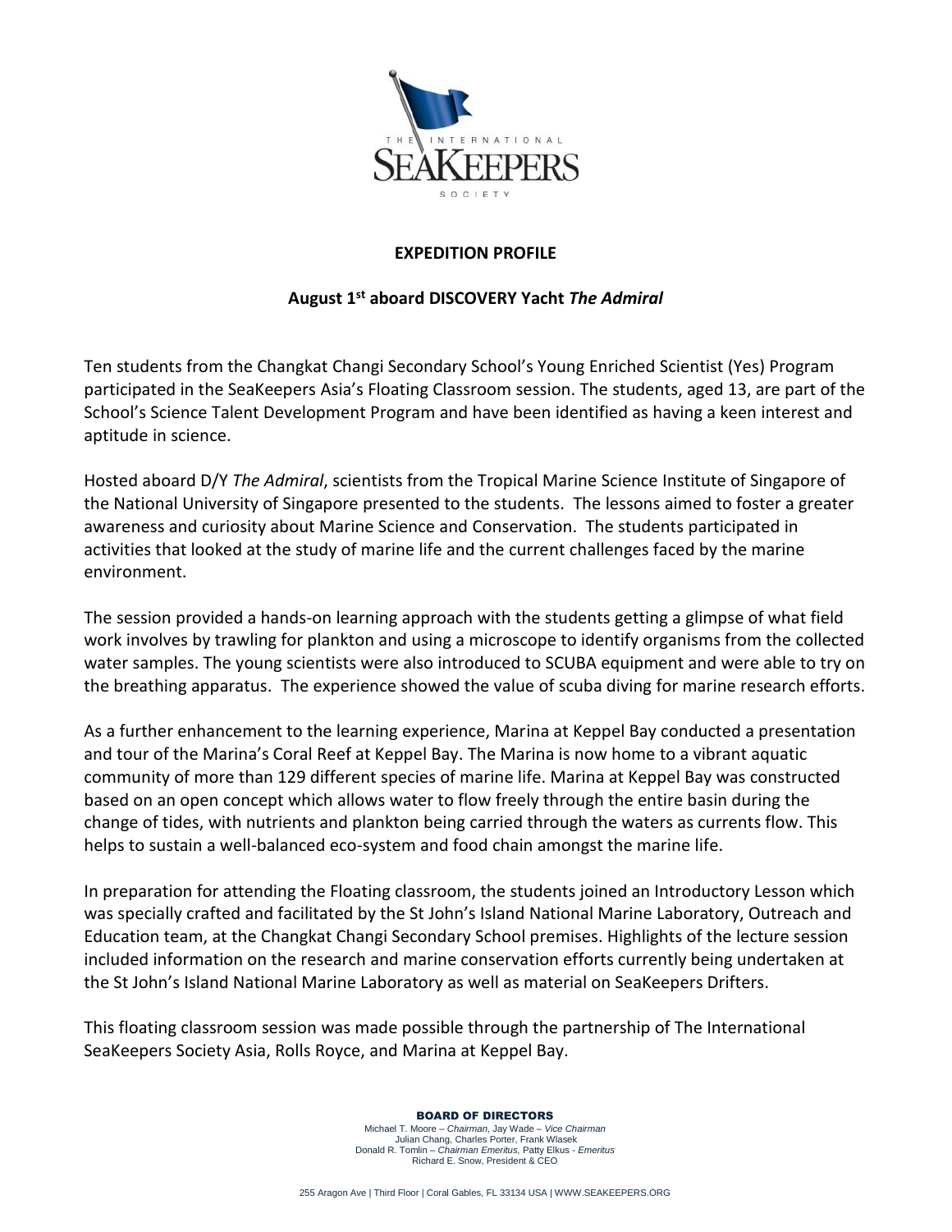# EXPEDITION PROFILE

## August 1st aboard DISCOVERY Yacht *The Admiral*

Ten students from the Changkat Changi Secondary School's Young Enriched Scientist (Yes) Program participated in the SeaKeepers Asia's Floating Classroom session. The students, aged 13, are part of the School's Science Talent Development Program and have been identified as having a keen interest and aptitude in science.

Hosted aboard D/Y *The Admiral*, scientists from the Tropical Marine Science Institute of Singapore of the National University of Singapore presented to the students. The lessons aimed to foster a greater awareness and curiosity about Marine Science and Conservation. The students participated in activities that looked at the study of marine life and the current challenges faced by the marine environment.

The session provided a hands-on learning approach with the students getting a glimpse of what field work involves by trawling for plankton and using a microscope to identify organisms from the collected water samples. The young scientists were also introduced to SCUBA equipment and were able to try on the breathing apparatus. The experience showed the value of scuba diving for marine research efforts.

As a further enhancement to the learning experience, Marina at Keppel Bay conducted a presentation and tour of the Marina's Coral Reef at Keppel Bay. The Marina is now home to a vibrant aquatic community of more than 129 different species of marine life. Marina at Keppel Bay was constructed based on an open concept which allows water to flow freely through the entire basin during the change of tides, with nutrients and plankton being carried through the waters as currents flow. This helps to sustain a well-balanced eco-system and food chain amongst the marine life.

In preparation for attending the Floating classroom, the students joined an Introductory Lesson which was specially crafted and facilitated by the St John's Island National Marine Laboratory, Outreach and Education team, at the Changkat Changi Secondary School premises. Highlights of the lecture session included information on the research and marine conservation efforts currently being undertaken at the St John's Island National Marine Laboratory as well as material on SeaKeepers Drifters.

This floating classroom session was made possible through the partnership of The International SeaKeepers Society Asia, Rolls Royce, and Marina at Keppel Bay.

**BOARD OF DIRECTORS**
Michael T. Moore – *Chairman*, Jay Wade – *Vice Chairman*
Julian Chang, Charles Porter, Frank Wlasek
Donald R. Tomlin – *Chairman Emeritus,* Patty Elkus - *Emeritus*
Richard E. Snow, President & CEO

255 Aragon Ave | Third Floor | Coral Gables, FL 33134 USA | WWW.SEAKEEPERS.ORG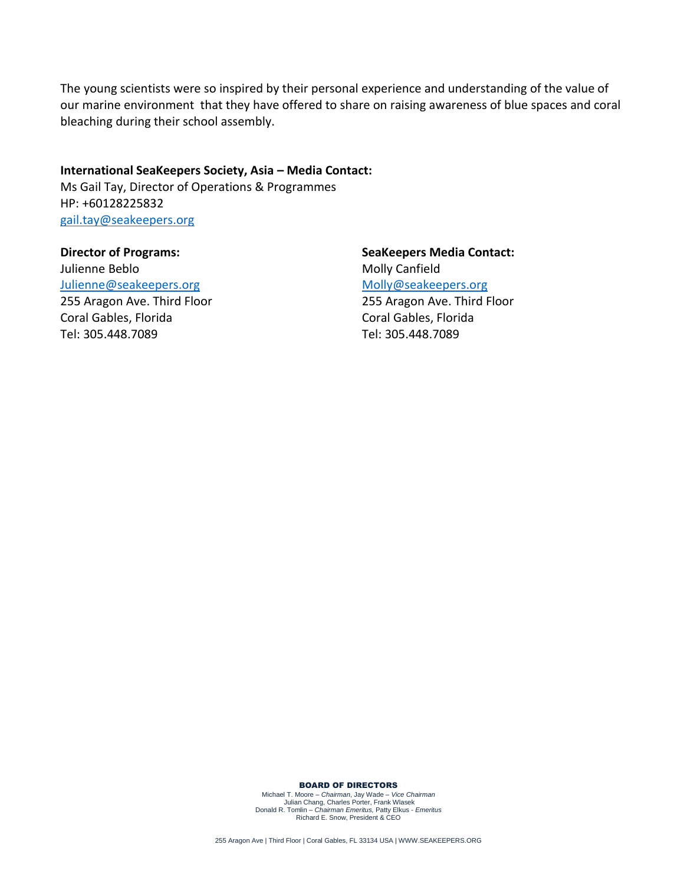The young scientists were so inspired by their personal experience and understanding of the value of our marine environment that they have offered to share on raising awareness of blue spaces and coral bleaching during their school assembly.

**International SeaKeepers Society, Asia – Media Contact:**
Ms Gail Tay, Director of Operations & Programmes
HP: +60128225832
gail.tay@seakeepers.org

**Director of Programs:**
Julienne Beblo
Julienne@seakeepers.org
255 Aragon Ave. Third Floor
Coral Gables, Florida
Tel: 305.448.7089

**SeaKeepers Media Contact:**
Molly Canfield
Molly@seakeepers.org
255 Aragon Ave. Third Floor
Coral Gables, Florida
Tel: 305.448.7089

**BOARD OF DIRECTORS**
Michael T. Moore – *Chairman*, Jay Wade – *Vice Chairman*
Julian Chang, Charles Porter, Frank Wlasek
Donald R. Tomlin – *Chairman Emeritus,* Patty Elkus - *Emeritus*
Richard E. Snow, President & CEO

255 Aragon Ave | Third Floor | Coral Gables, FL 33134 USA | WWW.SEAKEEPERS.ORG